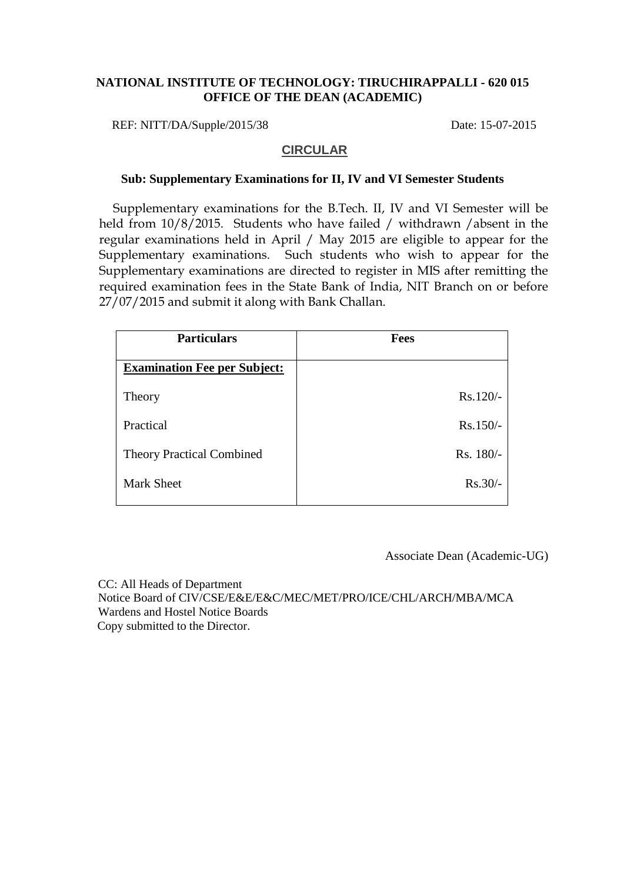**NATIONAL INSTITUTE OF TECHNOLOGY: TIRUCHIRAPPALLI - 620 015**
**OFFICE OF THE DEAN (ACADEMIC)**

REF: NITT/DA/Supple/2015/38 Date: 15-07-2015

## CIRCULAR

**Sub: Supplementary Examinations for II, IV and VI Semester Students**

Supplementary examinations for the B.Tech. II, IV and VI Semester will be held from 10/8/2015. Students who have failed / withdrawn /absent in the regular examinations held in April / May 2015 are eligible to appear for the Supplementary examinations. Such students who wish to appear for the Supplementary examinations are directed to register in MIS after remitting the required examination fees in the State Bank of India, NIT Branch on or before 27/07/2015 and submit it along with Bank Challan.

| Particulars | Fees |
|---|---|
| **Examination Fee per Subject:** | |
| Theory | Rs.120/- |
| Practical | Rs.150/- |
| Theory Practical Combined | Rs. 180/- |
| Mark Sheet | Rs.30/- |

Associate Dean (Academic-UG)

CC: All Heads of Department
Notice Board of CIV/CSE/E&E/E&C/MEC/MET/PRO/ICE/CHL/ARCH/MBA/MCA
Wardens and Hostel Notice Boards
Copy submitted to the Director.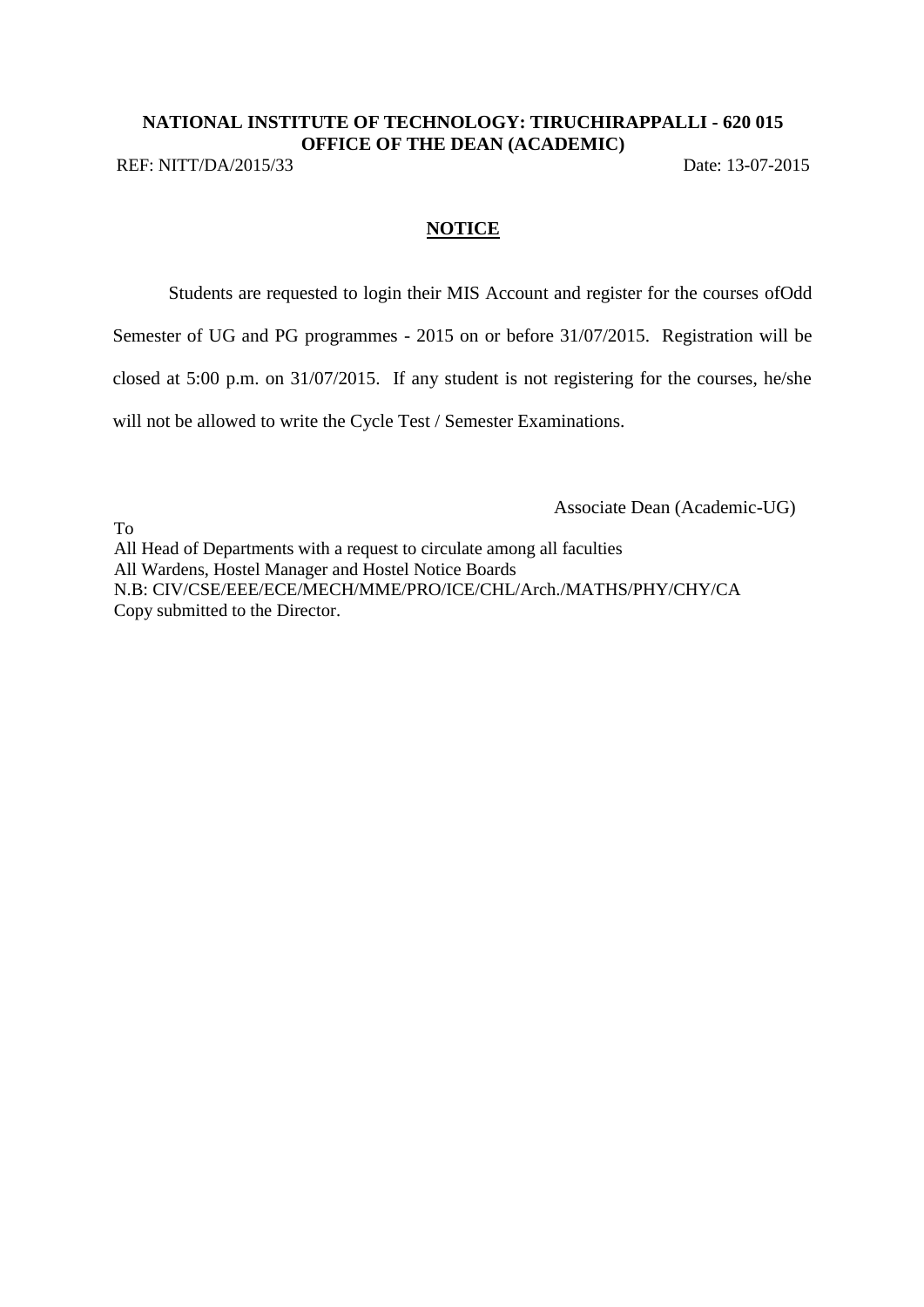**NATIONAL INSTITUTE OF TECHNOLOGY: TIRUCHIRAPPALLI - 620 015**
**OFFICE OF THE DEAN (ACADEMIC)**

REF: NITT/DA/2015/33 Date: 13-07-2015

## NOTICE

Students are requested to login their MIS Account and register for the courses ofOdd Semester of UG and PG programmes - 2015 on or before 31/07/2015. Registration will be closed at 5:00 p.m. on 31/07/2015. If any student is not registering for the courses, he/she will not be allowed to write the Cycle Test / Semester Examinations.

Associate Dean (Academic-UG)

To
All Head of Departments with a request to circulate among all faculties
All Wardens, Hostel Manager and Hostel Notice Boards
N.B: CIV/CSE/EEE/ECE/MECH/MME/PRO/ICE/CHL/Arch./MATHS/PHY/CHY/CA
Copy submitted to the Director.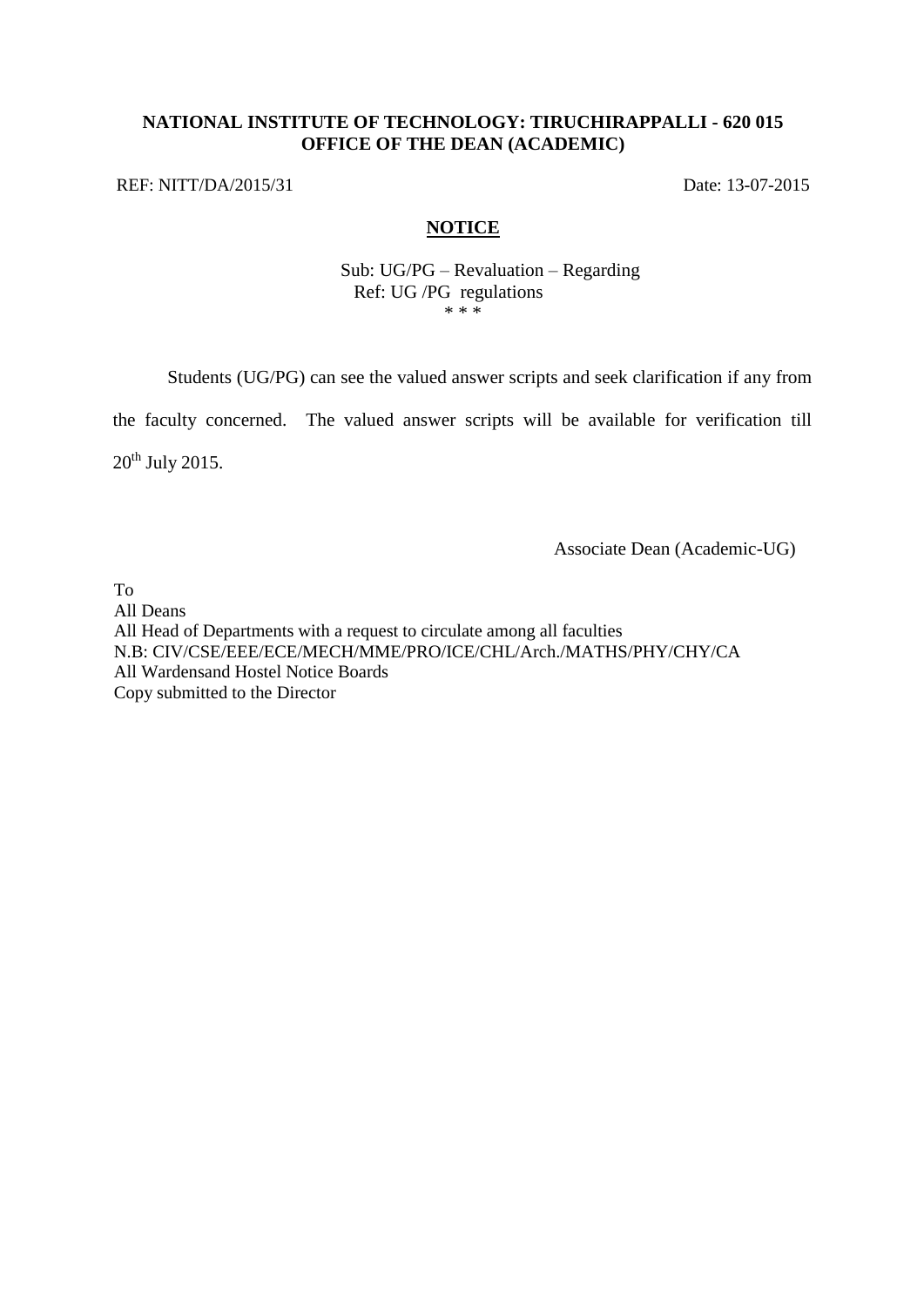**NATIONAL INSTITUTE OF TECHNOLOGY: TIRUCHIRAPPALLI - 620 015**
**OFFICE OF THE DEAN (ACADEMIC)**

REF: NITT/DA/2015/31 Date: 13-07-2015

**NOTICE**

Sub: UG/PG – Revaluation – Regarding
Ref: UG /PG regulations
* * *

Students (UG/PG) can see the valued answer scripts and seek clarification if any from the faculty concerned. The valued answer scripts will be available for verification till 20th July 2015.

Associate Dean (Academic-UG)

To
All Deans
All Head of Departments with a request to circulate among all faculties
N.B: CIV/CSE/EEE/ECE/MECH/MME/PRO/ICE/CHL/Arch./MATHS/PHY/CHY/CA
All Wardensand Hostel Notice Boards
Copy submitted to the Director